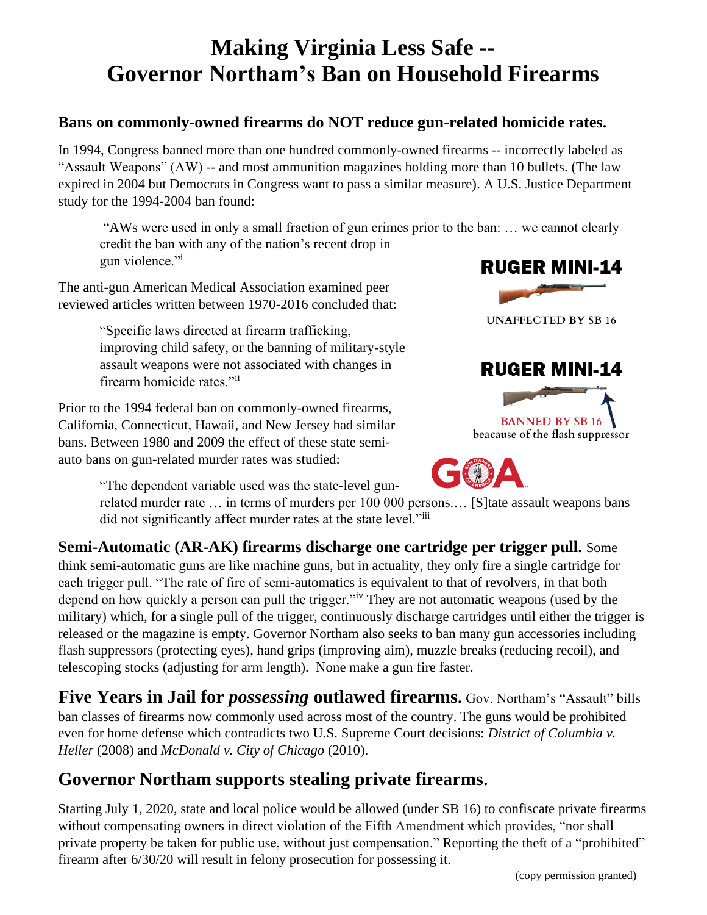# Making Virginia Less Safe -- Governor Northam's Ban on Household Firearms

## Bans on commonly-owned firearms do NOT reduce gun-related homicide rates.

In 1994, Congress banned more than one hundred commonly-owned firearms -- incorrectly labeled as "Assault Weapons" (AW) -- and most ammunition magazines holding more than 10 bullets. (The law expired in 2004 but Democrats in Congress want to pass a similar measure). A U.S. Justice Department study for the 1994-2004 ban found:

> "AWs were used in only a small fraction of gun crimes prior to the ban: … we cannot clearly credit the ban with any of the nation's recent drop in gun violence."[i]

The anti-gun American Medical Association examined peer reviewed articles written between 1970-2016 concluded that:

> "Specific laws directed at firearm trafficking, improving child safety, or the banning of military-style assault weapons were not associated with changes in firearm homicide rates."[ii]

Prior to the 1994 federal ban on commonly-owned firearms, California, Connecticut, Hawaii, and New Jersey had similar bans. Between 1980 and 2009 the effect of these state semi-auto bans on gun-related murder rates was studied:

> "The dependent variable used was the state-level gun-related murder rate … in terms of murders per 100 000 persons.… [S]tate assault weapons bans did not significantly affect murder rates at the state level."[iii]

**RUGER MINI-14**

UNAFFECTED BY SB 16

**RUGER MINI-14**

BANNED BY SB 16 beacause of the flash suppressor

**Semi-Automatic (AR-AK) firearms discharge one cartridge per trigger pull.** Some think semi-automatic guns are like machine guns, but in actuality, they only fire a single cartridge for each trigger pull. "The rate of fire of semi-automatics is equivalent to that of revolvers, in that both depend on how quickly a person can pull the trigger."[iv] They are not automatic weapons (used by the military) which, for a single pull of the trigger, continuously discharge cartridges until either the trigger is released or the magazine is empty. Governor Northam also seeks to ban many gun accessories including flash suppressors (protecting eyes), hand grips (improving aim), muzzle breaks (reducing recoil), and telescoping stocks (adjusting for arm length). None make a gun fire faster.

**Five Years in Jail for *possessing* outlawed firearms.** Gov. Northam's "Assault" bills ban classes of firearms now commonly used across most of the country. The guns would be prohibited even for home defense which contradicts two U.S. Supreme Court decisions: *District of Columbia v. Heller* (2008) and *McDonald v. City of Chicago* (2010).

## Governor Northam supports stealing private firearms.

Starting July 1, 2020, state and local police would be allowed (under SB 16) to confiscate private firearms without compensating owners in direct violation of the Fifth Amendment which provides, "nor shall private property be taken for public use, without just compensation." Reporting the theft of a "prohibited" firearm after 6/30/20 will result in felony prosecution for possessing it.

(copy permission granted)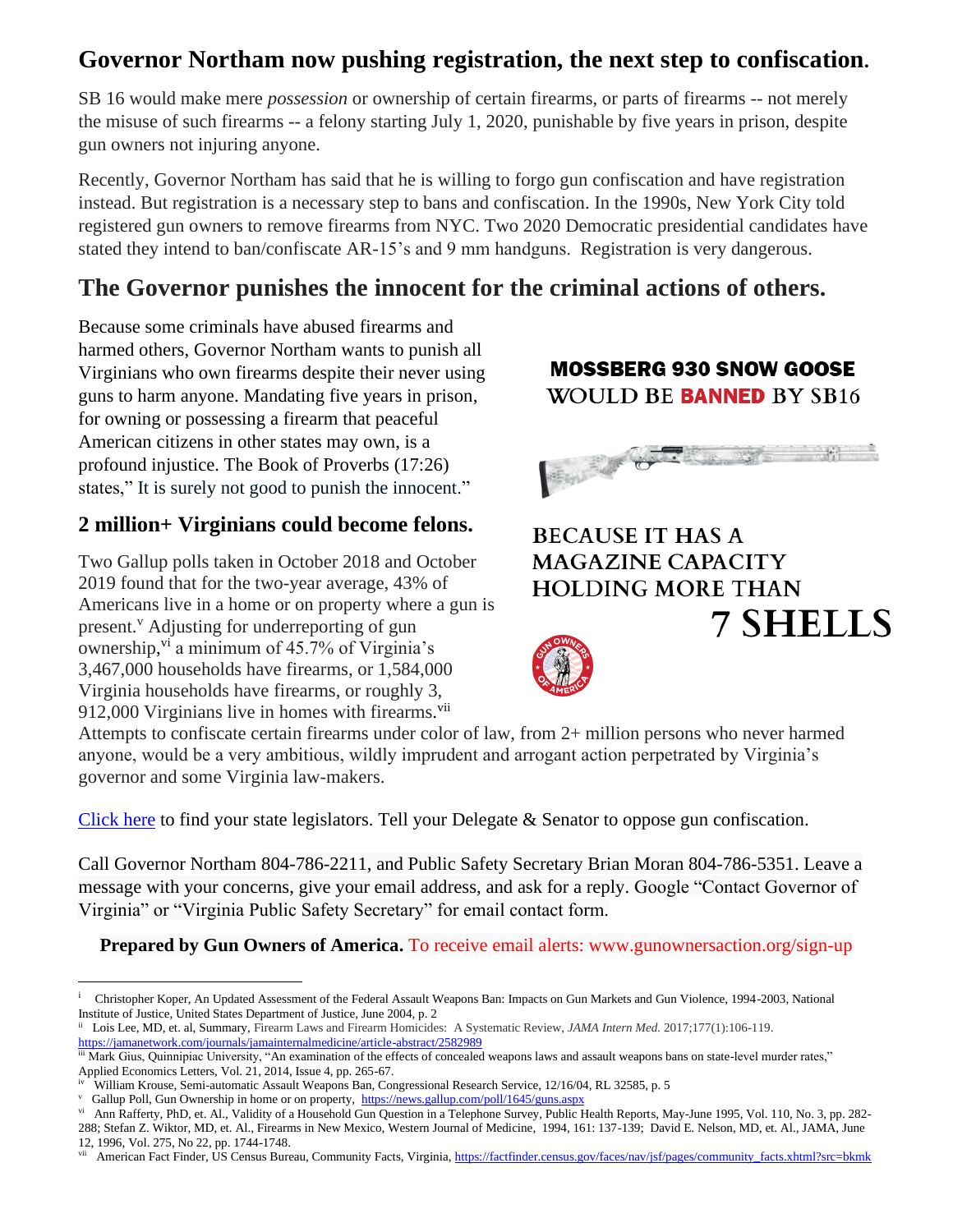## Governor Northam now pushing registration, the next step to confiscation.

SB 16 would make mere *possession* or ownership of certain firearms, or parts of firearms -- not merely the misuse of such firearms -- a felony starting July 1, 2020, punishable by five years in prison, despite gun owners not injuring anyone.

Recently, Governor Northam has said that he is willing to forgo gun confiscation and have registration instead. But registration is a necessary step to bans and confiscation. In the 1990s, New York City told registered gun owners to remove firearms from NYC. Two 2020 Democratic presidential candidates have stated they intend to ban/confiscate AR-15's and 9 mm handguns. Registration is very dangerous.

## The Governor punishes the innocent for the criminal actions of others.

Because some criminals have abused firearms and harmed others, Governor Northam wants to punish all Virginians who own firearms despite their never using guns to harm anyone. Mandating five years in prison, for owning or possessing a firearm that peaceful American citizens in other states may own, is a profound injustice. The Book of Proverbs (17:26) states," It is surely not good to punish the innocent."

**MOSSBERG 930 SNOW GOOSE WOULD BE BANNED BY SB16**

**BECAUSE IT HAS A MAGAZINE CAPACITY HOLDING MORE THAN 7 SHELLS**

### 2 million+ Virginians could become felons.

Two Gallup polls taken in October 2018 and October 2019 found that for the two-year average, 43% of Americans live in a home or on property where a gun is present.[v] Adjusting for underreporting of gun ownership,[vi] a minimum of 45.7% of Virginia's 3,467,000 households have firearms, or 1,584,000 Virginia households have firearms, or roughly 3, 912,000 Virginians live in homes with firearms.[vii]

Attempts to confiscate certain firearms under color of law, from 2+ million persons who never harmed anyone, would be a very ambitious, wildly imprudent and arrogant action perpetrated by Virginia's governor and some Virginia law-makers.

Click here to find your state legislators. Tell your Delegate & Senator to oppose gun confiscation.

Call Governor Northam 804-786-2211, and Public Safety Secretary Brian Moran 804-786-5351. Leave a message with your concerns, give your email address, and ask for a reply. Google "Contact Governor of Virginia" or "Virginia Public Safety Secretary" for email contact form.

**Prepared by Gun Owners of America.** To receive email alerts: www.gunownersaction.org/sign-up

---

[i] Christopher Koper, An Updated Assessment of the Federal Assault Weapons Ban: Impacts on Gun Markets and Gun Violence, 1994-2003, National Institute of Justice, United States Department of Justice, June 2004, p. 2

[ii] Lois Lee, MD, et. al, Summary, Firearm Laws and Firearm Homicides: A Systematic Review, *JAMA Intern Med.* 2017;177(1):106-119. https://jamanetwork.com/journals/jamainternalmedicine/article-abstract/2582989

[iii] Mark Gius, Quinnipiac University, "An examination of the effects of concealed weapons laws and assault weapons bans on state-level murder rates," Applied Economics Letters, Vol. 21, 2014, Issue 4, pp. 265-67.

[iv] William Krouse, Semi-automatic Assault Weapons Ban, Congressional Research Service, 12/16/04, RL 32585, p. 5

[v] Gallup Poll, Gun Ownership in home or on property, https://news.gallup.com/poll/1645/guns.aspx

[vi] Ann Rafferty, PhD, et. Al., Validity of a Household Gun Question in a Telephone Survey, Public Health Reports, May-June 1995, Vol. 110, No. 3, pp. 282-288; Stefan Z. Wiktor, MD, et. Al., Firearms in New Mexico, Western Journal of Medicine, 1994, 161: 137-139; David E. Nelson, MD, et. Al., JAMA, June 12, 1996, Vol. 275, No 22, pp. 1744-1748.

[vii] American Fact Finder, US Census Bureau, Community Facts, Virginia, https://factfinder.census.gov/faces/nav/jsf/pages/community_facts.xhtml?src=bkmk